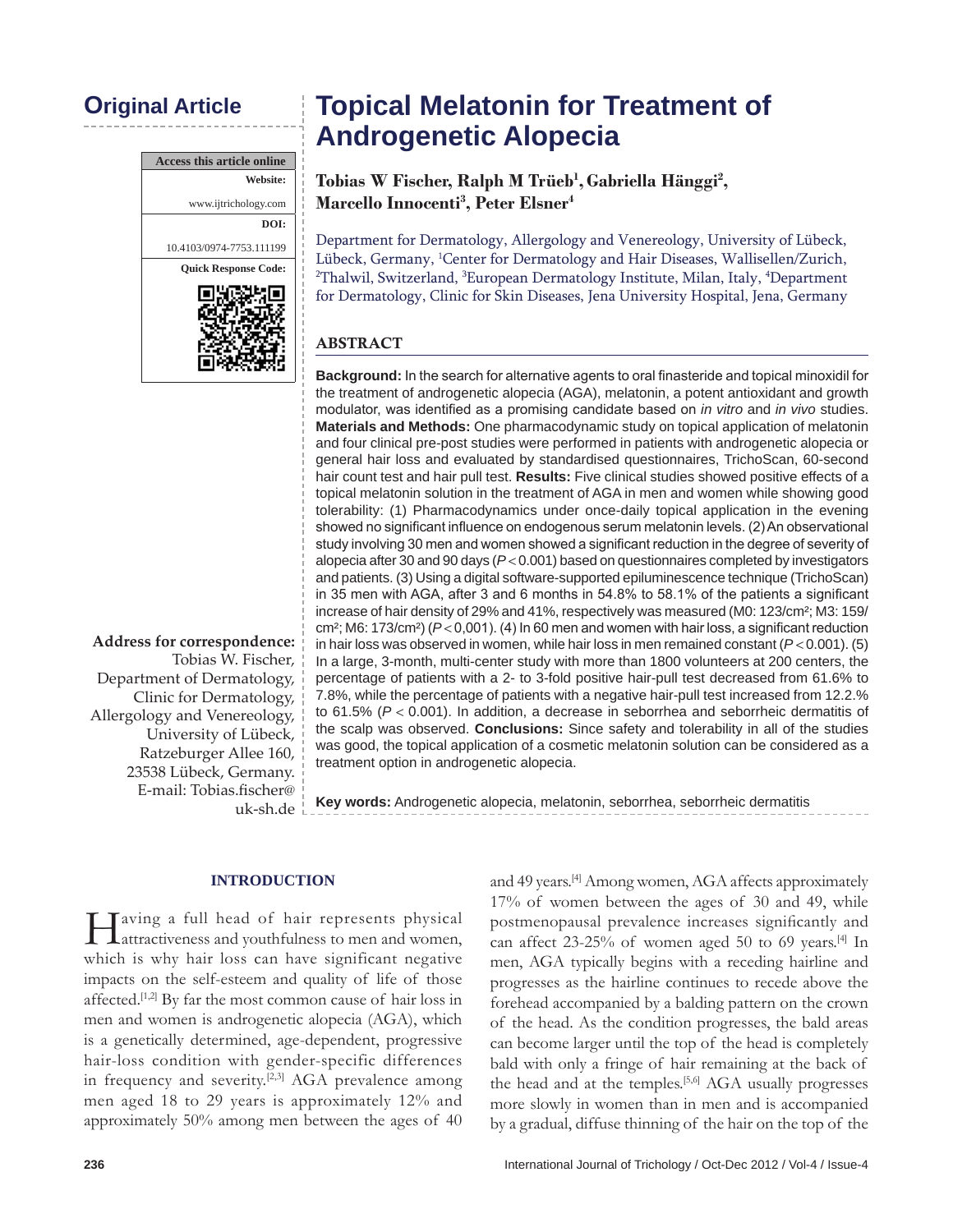**Original Article**

# Topical Melatonin for Treatment of Androgenetic Alopecia

**Tobias W Fischer, Ralph M Trüeb[1], Gabriella Hänggi[2], Marcello Innocenti[3], Peter Elsner[4]**

Department for Dermatology, Allergology and Venereology, University of Lübeck, Lübeck, Germany, [1]Center for Dermatology and Hair Diseases, Wallisellen/Zurich, [2]Thalwil, Switzerland, [3]European Dermatology Institute, Milan, Italy, [4]Department for Dermatology, Clinic for Skin Diseases, Jena University Hospital, Jena, Germany

| Access this article online |
|---|
| **Website:** |
| www.ijtrichology.com |
| **DOI:** |
| 10.4103/0974-7753.111199 |
| **Quick Response Code:** |

## ABSTRACT

**Background:** In the search for alternative agents to oral finasteride and topical minoxidil for the treatment of androgenetic alopecia (AGA), melatonin, a potent antioxidant and growth modulator, was identified as a promising candidate based on *in vitro* and *in vivo* studies. **Materials and Methods:** One pharmacodynamic study on topical application of melatonin and four clinical pre-post studies were performed in patients with androgenetic alopecia or general hair loss and evaluated by standardised questionnaires, TrichoScan, 60-second hair count test and hair pull test. **Results:** Five clinical studies showed positive effects of a topical melatonin solution in the treatment of AGA in men and women while showing good tolerability: (1) Pharmacodynamics under once-daily topical application in the evening showed no significant influence on endogenous serum melatonin levels. (2) An observational study involving 30 men and women showed a significant reduction in the degree of severity of alopecia after 30 and 90 days ($P < 0.001$) based on questionnaires completed by investigators and patients. (3) Using a digital software-supported epiluminescence technique (TrichoScan) in 35 men with AGA, after 3 and 6 months in 54.8% to 58.1% of the patients a significant increase of hair density of 29% and 41%, respectively was measured (M0: 123/cm²; M3: 159/cm²; M6: 173/cm²) ($P < 0{,}001$). (4) In 60 men and women with hair loss, a significant reduction in hair loss was observed in women, while hair loss in men remained constant ($P < 0.001$). (5) In a large, 3-month, multi-center study with more than 1800 volunteers at 200 centers, the percentage of patients with a 2- to 3-fold positive hair-pull test decreased from 61.6% to 7.8%, while the percentage of patients with a negative hair-pull test increased from 12.2% to 61.5% ($P < 0.001$). In addition, a decrease in seborrhea and seborrheic dermatitis of the scalp was observed. **Conclusions:** Since safety and tolerability in all of the studies was good, the topical application of a cosmetic melatonin solution can be considered as a treatment option in androgenetic alopecia.

**Key words:** Androgenetic alopecia, melatonin, seborrhea, seborrheic dermatitis

**Address for correspondence:**
Tobias W. Fischer,
Department of Dermatology,
Clinic for Dermatology,
Allergology and Venereology,
University of Lübeck,
Ratzeburger Allee 160,
23538 Lübeck, Germany.
E-mail: Tobias.fischer@uk-sh.de

## INTRODUCTION

Having a full head of hair represents physical attractiveness and youthfulness to men and women, which is why hair loss can have significant negative impacts on the self-esteem and quality of life of those affected.[1,2] By far the most common cause of hair loss in men and women is androgenetic alopecia (AGA), which is a genetically determined, age-dependent, progressive hair-loss condition with gender-specific differences in frequency and severity.[2,3] AGA prevalence among men aged 18 to 29 years is approximately 12% and approximately 50% among men between the ages of 40 and 49 years.[4] Among women, AGA affects approximately 17% of women between the ages of 30 and 49, while postmenopausal prevalence increases significantly and can affect 23-25% of women aged 50 to 69 years.[4] In men, AGA typically begins with a receding hairline and progresses as the hairline continues to recede above the forehead accompanied by a balding pattern on the crown of the head. As the condition progresses, the bald areas can become larger until the top of the head is completely bald with only a fringe of hair remaining at the back of the head and at the temples.[5,6] AGA usually progresses more slowly in women than in men and is accompanied by a gradual, diffuse thinning of the hair on the top of the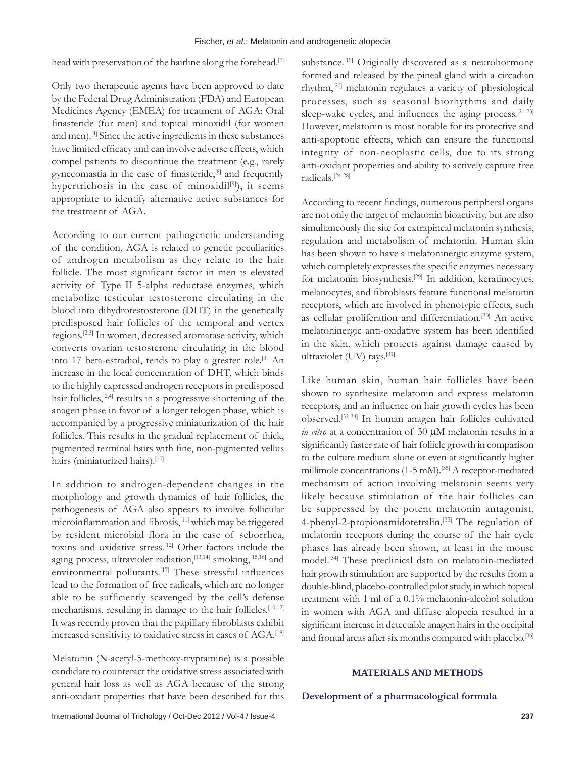head with preservation of the hairline along the forehead.[7]

Only two therapeutic agents have been approved to date by the Federal Drug Administration (FDA) and European Medicines Agency (EMEA) for treatment of AGA: Oral finasteride (for men) and topical minoxidil (for women and men).[4] Since the active ingredients in these substances have limited efficacy and can involve adverse effects, which compel patients to discontinue the treatment (e.g., rarely gynecomastia in the case of finasteride,[8] and frequently hypertrichosis in the case of minoxidil[9]), it seems appropriate to identify alternative active substances for the treatment of AGA.

According to our current pathogenetic understanding of the condition, AGA is related to genetic peculiarities of androgen metabolism as they relate to the hair follicle. The most significant factor in men is elevated activity of Type II 5-alpha reductase enzymes, which metabolize testicular testosterone circulating in the blood into dihydrotestosterone (DHT) in the genetically predisposed hair follicles of the temporal and vertex regions.[2,3] In women, decreased aromatase activity, which converts ovarian testosterone circulating in the blood into 17 beta-estradiol, tends to play a greater role.[3] An increase in the local concentration of DHT, which binds to the highly expressed androgen receptors in predisposed hair follicles,[2,4] results in a progressive shortening of the anagen phase in favor of a longer telogen phase, which is accompanied by a progressive miniaturization of the hair follicles. This results in the gradual replacement of thick, pigmented terminal hairs with fine, non-pigmented vellus hairs (miniaturized hairs).[10]

In addition to androgen-dependent changes in the morphology and growth dynamics of hair follicles, the pathogenesis of AGA also appears to involve follicular microinflammation and fibrosis,[11] which may be triggered by resident microbial flora in the case of seborrhea, toxins and oxidative stress.[12] Other factors include the aging process, ultraviolet radiation,[13,14] smoking,[15,16] and environmental pollutants.[17] These stressful influences lead to the formation of free radicals, which are no longer able to be sufficiently scavenged by the cell's defense mechanisms, resulting in damage to the hair follicles.[10,12] It was recently proven that the papillary fibroblasts exhibit increased sensitivity to oxidative stress in cases of AGA.[18]

Melatonin (N-acetyl-5-methoxy-tryptamine) is a possible candidate to counteract the oxidative stress associated with general hair loss as well as AGA because of the strong anti-oxidant properties that have been described for this substance.[19] Originally discovered as a neurohormone formed and released by the pineal gland with a circadian rhythm,[20] melatonin regulates a variety of physiological processes, such as seasonal biorhythms and daily sleep-wake cycles, and influences the aging process.[21-23] However, melatonin is most notable for its protective and anti-apoptotic effects, which can ensure the functional integrity of non-neoplastic cells, due to its strong anti-oxidant properties and ability to actively capture free radicals.[24-28]

According to recent findings, numerous peripheral organs are not only the target of melatonin bioactivity, but are also simultaneously the site for extrapineal melatonin synthesis, regulation and metabolism of melatonin. Human skin has been shown to have a melatoninergic enzyme system, which completely expresses the specific enzymes necessary for melatonin biosynthesis.[29] In addition, keratinocytes, melanocytes, and fibroblasts feature functional melatonin receptors, which are involved in phenotypic effects, such as cellular proliferation and differentiation.[30] An active melatoninergic anti-oxidative system has been identified in the skin, which protects against damage caused by ultraviolet (UV) rays.[31]

Like human skin, human hair follicles have been shown to synthesize melatonin and express melatonin receptors, and an influence on hair growth cycles has been observed.[32-34] In human anagen hair follicles cultivated *in vitro* at a concentration of 30 μM melatonin results in a significantly faster rate of hair follicle growth in comparison to the culture medium alone or even at significantly higher millimole concentrations (1-5 mM).[35] A receptor-mediated mechanism of action involving melatonin seems very likely because stimulation of the hair follicles can be suppressed by the potent melatonin antagonist, 4-phenyl-2-propionamidotetralin.[35] The regulation of melatonin receptors during the course of the hair cycle phases has already been shown, at least in the mouse model.[34] These preclinical data on melatonin-mediated hair growth stimulation are supported by the results from a double-blind, placebo-controlled pilot study, in which topical treatment with 1 ml of a 0.1% melatonin-alcohol solution in women with AGA and diffuse alopecia resulted in a significant increase in detectable anagen hairs in the occipital and frontal areas after six months compared with placebo.[36]

## MATERIALS AND METHODS

### Development of a pharmacological formula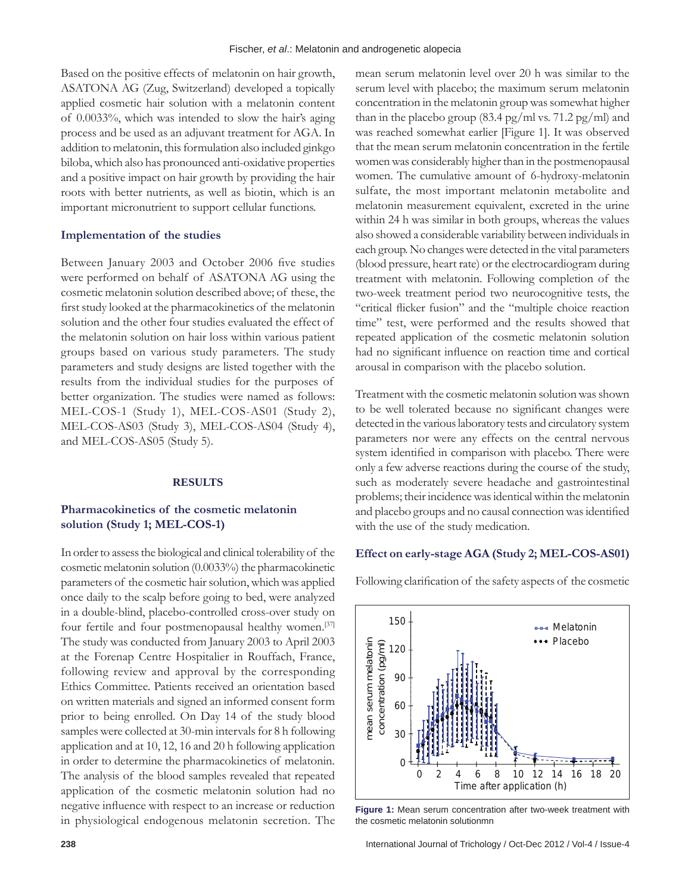Based on the positive effects of melatonin on hair growth, ASATONA AG (Zug, Switzerland) developed a topically applied cosmetic hair solution with a melatonin content of 0.0033%, which was intended to slow the hair's aging process and be used as an adjuvant treatment for AGA. In addition to melatonin, this formulation also included ginkgo biloba, which also has pronounced anti-oxidative properties and a positive impact on hair growth by providing the hair roots with better nutrients, as well as biotin, which is an important micronutrient to support cellular functions.

### Implementation of the studies

Between January 2003 and October 2006 five studies were performed on behalf of ASATONA AG using the cosmetic melatonin solution described above; of these, the first study looked at the pharmacokinetics of the melatonin solution and the other four studies evaluated the effect of the melatonin solution on hair loss within various patient groups based on various study parameters. The study parameters and study designs are listed together with the results from the individual studies for the purposes of better organization. The studies were named as follows: MEL-COS-1 (Study 1), MEL-COS-AS01 (Study 2), MEL-COS-AS03 (Study 3), MEL-COS-AS04 (Study 4), and MEL-COS-AS05 (Study 5).

## RESULTS

### Pharmacokinetics of the cosmetic melatonin solution (Study 1; MEL-COS-1)

In order to assess the biological and clinical tolerability of the cosmetic melatonin solution (0.0033%) the pharmacokinetic parameters of the cosmetic hair solution, which was applied once daily to the scalp before going to bed, were analyzed in a double-blind, placebo-controlled cross-over study on four fertile and four postmenopausal healthy women.[37] The study was conducted from January 2003 to April 2003 at the Forenap Centre Hospitalier in Rouffach, France, following review and approval by the corresponding Ethics Committee. Patients received an orientation based on written materials and signed an informed consent form prior to being enrolled. On Day 14 of the study blood samples were collected at 30-min intervals for 8 h following application and at 10, 12, 16 and 20 h following application in order to determine the pharmacokinetics of melatonin. The analysis of the blood samples revealed that repeated application of the cosmetic melatonin solution had no negative influence with respect to an increase or reduction in physiological endogenous melatonin secretion. The mean serum melatonin level over 20 h was similar to the serum level with placebo; the maximum serum melatonin concentration in the melatonin group was somewhat higher than in the placebo group (83.4 pg/ml vs. 71.2 pg/ml) and was reached somewhat earlier [Figure 1]. It was observed that the mean serum melatonin concentration in the fertile women was considerably higher than in the postmenopausal women. The cumulative amount of 6-hydroxy-melatonin sulfate, the most important melatonin metabolite and melatonin measurement equivalent, excreted in the urine within 24 h was similar in both groups, whereas the values also showed a considerable variability between individuals in each group. No changes were detected in the vital parameters (blood pressure, heart rate) or the electrocardiogram during treatment with melatonin. Following completion of the two-week treatment period two neurocognitive tests, the "critical flicker fusion" and the "multiple choice reaction time" test, were performed and the results showed that repeated application of the cosmetic melatonin solution had no significant influence on reaction time and cortical arousal in comparison with the placebo solution.

Treatment with the cosmetic melatonin solution was shown to be well tolerated because no significant changes were detected in the various laboratory tests and circulatory system parameters nor were any effects on the central nervous system identified in comparison with placebo. There were only a few adverse reactions during the course of the study, such as moderately severe headache and gastrointestinal problems; their incidence was identical within the melatonin and placebo groups and no causal connection was identified with the use of the study medication.

### Effect on early-stage AGA (Study 2; MEL-COS-AS01)

Following clarification of the safety aspects of the cosmetic

**Figure 1:** Mean serum concentration after two-week treatment with the cosmetic melatonin solutionmn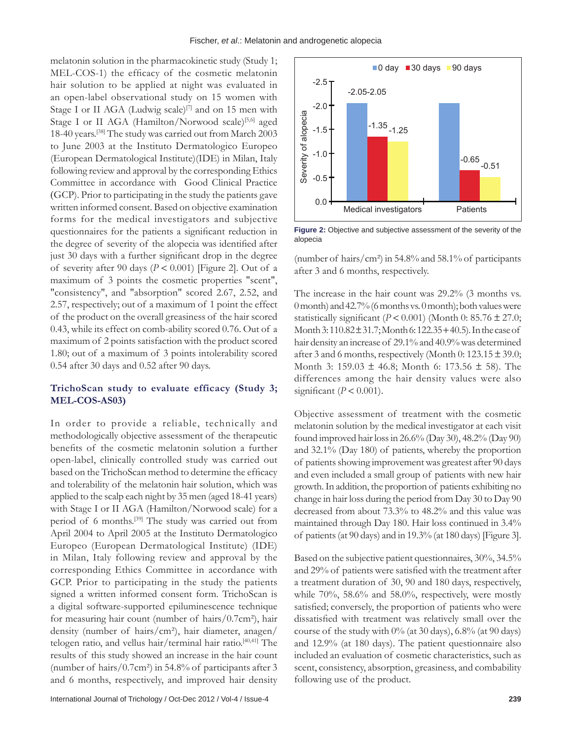melatonin solution in the pharmacokinetic study (Study 1; MEL-COS-1) the efficacy of the cosmetic melatonin hair solution to be applied at night was evaluated in an open-label observational study on 15 women with Stage I or II AGA (Ludwig scale)[7] and on 15 men with Stage I or II AGA (Hamilton/Norwood scale)[5,6] aged 18-40 years.[38] The study was carried out from March 2003 to June 2003 at the Instituto Dermatologico Europeo (European Dermatological Institute)(IDE) in Milan, Italy following review and approval by the corresponding Ethics Committee in accordance with Good Clinical Practice (GCP). Prior to participating in the study the patients gave written informed consent. Based on objective examination forms for the medical investigators and subjective questionnaires for the patients a significant reduction in the degree of severity of the alopecia was identified after just 30 days with a further significant drop in the degree of severity after 90 days ($P < 0.001$) [Figure 2]. Out of a maximum of 3 points the cosmetic properties "scent", "consistency", and "absorption" scored 2.67, 2.52, and 2.57, respectively; out of a maximum of 1 point the effect of the product on the overall greasiness of the hair scored 0.43, while its effect on comb-ability scored 0.76. Out of a maximum of 2 points satisfaction with the product scored 1.80; out of a maximum of 3 points intolerability scored 0.54 after 30 days and 0.52 after 90 days.

| Severity of alopecia | 0 day | 30 days | 90 days |
|---|---|---|---|
| Medical investigators | -2.05 | -1.35 | -1.25 |
| Patients | -2.05 | -0.65 | -0.51 |

**Figure 2:** Objective and subjective assessment of the severity of the alopecia

### TrichoScan study to evaluate efficacy (Study 3; MEL-COS-AS03)

In order to provide a reliable, technically and methodologically objective assessment of the therapeutic benefits of the cosmetic melatonin solution a further open-label, clinically controlled study was carried out based on the TrichoScan method to determine the efficacy and tolerability of the melatonin hair solution, which was applied to the scalp each night by 35 men (aged 18-41 years) with Stage I or II AGA (Hamilton/Norwood scale) for a period of 6 months.[39] The study was carried out from April 2004 to April 2005 at the Instituto Dermatologico Europeo (European Dermatological Institute) (IDE) in Milan, Italy following review and approval by the corresponding Ethics Committee in accordance with GCP. Prior to participating in the study the patients signed a written informed consent form. TrichoScan is a digital software-supported epiluminescence technique for measuring hair count (number of hairs/0.7cm²), hair density (number of hairs/cm²), hair diameter, anagen/telogen ratio, and vellus hair/terminal hair ratio.[40,41] The results of this study showed an increase in the hair count (number of hairs/0.7cm²) in 54.8% of participants after 3 and 6 months, respectively, and improved hair density (number of hairs/cm²) in 54.8% and 58.1% of participants after 3 and 6 months, respectively.

The increase in the hair count was 29.2% (3 months vs. 0 month) and 42.7% (6 months vs. 0 month); both values were statistically significant ($P < 0.001$) (Month 0: 85.76 ± 27.0; Month 3: 110.82 ± 31.7; Month 6: 122.35 + 40.5). In the case of hair density an increase of 29.1% and 40.9% was determined after 3 and 6 months, respectively (Month 0: 123.15 ± 39.0; Month 3: 159.03 ± 46.8; Month 6: 173.56 ± 58). The differences among the hair density values were also significant ($P < 0.001$).

Objective assessment of treatment with the cosmetic melatonin solution by the medical investigator at each visit found improved hair loss in 26.6% (Day 30), 48.2% (Day 90) and 32.1% (Day 180) of patients, whereby the proportion of patients showing improvement was greatest after 90 days and even included a small group of patients with new hair growth. In addition, the proportion of patients exhibiting no change in hair loss during the period from Day 30 to Day 90 decreased from about 73.3% to 48.2% and this value was maintained through Day 180. Hair loss continued in 3.4% of patients (at 90 days) and in 19.3% (at 180 days) [Figure 3].

Based on the subjective patient questionnaires, 30%, 34.5% and 29% of patients were satisfied with the treatment after a treatment duration of 30, 90 and 180 days, respectively, while 70%, 58.6% and 58.0%, respectively, were mostly satisfied; conversely, the proportion of patients who were dissatisfied with treatment was relatively small over the course of the study with 0% (at 30 days), 6.8% (at 90 days) and 12.9% (at 180 days). The patient questionnaire also included an evaluation of cosmetic characteristics, such as scent, consistency, absorption, greasiness, and combability following use of the product.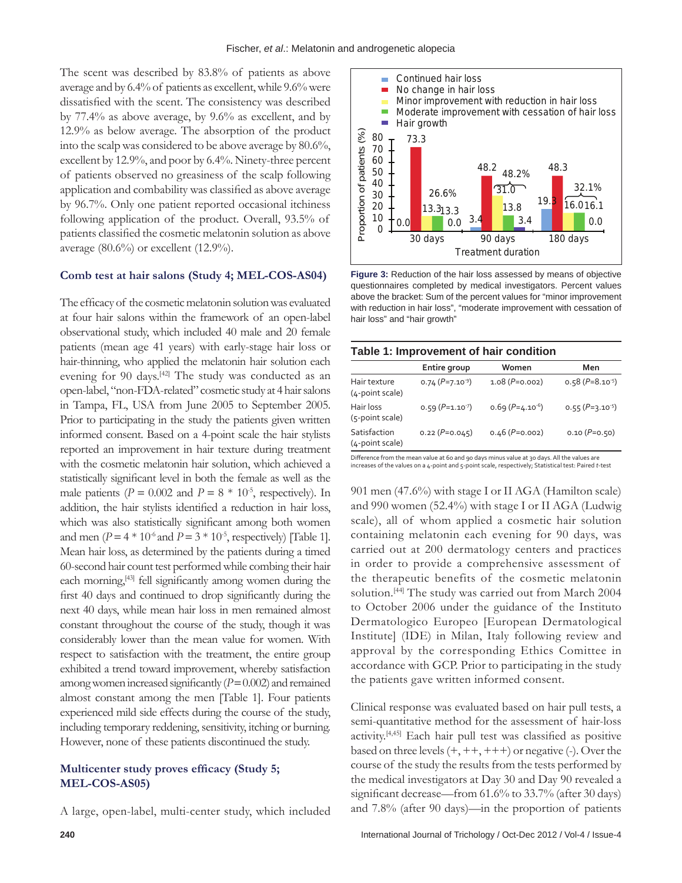The scent was described by 83.8% of patients as above average and by 6.4% of patients as excellent, while 9.6% were dissatisfied with the scent. The consistency was described by 77.4% as above average, by 9.6% as excellent, and by 12.9% as below average. The absorption of the product into the scalp was considered to be above average by 80.6%, excellent by 12.9%, and poor by 6.4%. Ninety-three percent of patients observed no greasiness of the scalp following application and combability was classified as above average by 96.7%. Only one patient reported occasional itchiness following application of the product. Overall, 93.5% of patients classified the cosmetic melatonin solution as above average (80.6%) or excellent (12.9%).

## Comb test at hair salons (Study 4; MEL-COS-AS04)

The efficacy of the cosmetic melatonin solution was evaluated at four hair salons within the framework of an open-label observational study, which included 40 male and 20 female patients (mean age 41 years) with early-stage hair loss or hair-thinning, who applied the melatonin hair solution each evening for 90 days.[42] The study was conducted as an open-label, "non-FDA-related" cosmetic study at 4 hair salons in Tampa, FL, USA from June 2005 to September 2005. Prior to participating in the study the patients given written informed consent. Based on a 4-point scale the hair stylists reported an improvement in hair texture during treatment with the cosmetic melatonin hair solution, which achieved a statistically significant level in both the female as well as the male patients ($P = 0.002$ and $P = 8 * 10^{-5}$, respectively). In addition, the hair stylists identified a reduction in hair loss, which was also statistically significant among both women and men ($P = 4 * 10^{-6}$ and $P = 3 * 10^{-5}$, respectively) [Table 1]. Mean hair loss, as determined by the patients during a timed 60-second hair count test performed while combing their hair each morning,[43] fell significantly among women during the first 40 days and continued to drop significantly during the next 40 days, while mean hair loss in men remained almost constant throughout the course of the study, though it was considerably lower than the mean value for women. With respect to satisfaction with the treatment, the entire group exhibited a trend toward improvement, whereby satisfaction among women increased significantly ($P = 0.002$) and remained almost constant among the men [Table 1]. Four patients experienced mild side effects during the course of the study, including temporary reddening, sensitivity, itching or burning. However, none of these patients discontinued the study.

## Multicenter study proves efficacy (Study 5; MEL-COS-AS05)

A large, open-label, multi-center study, which included 901 men (47.6%) with stage I or II AGA (Hamilton scale) and 990 women (52.4%) with stage I or II AGA (Ludwig scale), all of whom applied a cosmetic hair solution containing melatonin each evening for 90 days, was carried out at 200 dermatology centers and practices in order to provide a comprehensive assessment of the therapeutic benefits of the cosmetic melatonin solution.[44] The study was carried out from March 2004 to October 2006 under the guidance of the Instituto Dermatologico Europeo [European Dermatological Institute] (IDE) in Milan, Italy following review and approval by the corresponding Ethics Comittee in accordance with GCP. Prior to participating in the study the patients gave written informed consent.

Clinical response was evaluated based on hair pull tests, a semi-quantitative method for the assessment of hair-loss activity.[4,45] Each hair pull test was classified as positive based on three levels (+, ++, +++) or negative (-). Over the course of the study the results from the tests performed by the medical investigators at Day 30 and Day 90 revealed a significant decrease—from 61.6% to 33.7% (after 30 days) and 7.8% (after 90 days)—in the proportion of patients

**Figure 3:** Reduction of the hair loss assessed by means of objective questionnaires completed by medical investigators. Percent values above the bracket: Sum of the percent values for "minor improvement with reduction in hair loss", "moderate improvement with cessation of hair loss" and "hair growth"

**Table 1: Improvement of hair condition**

| | Entire group | Women | Men |
|---|---|---|---|
| Hair texture (4-point scale) | 0.74 ($P=7.10^{-9}$) | 1.08 ($P=0.002$) | 0.58 ($P=8.10^{-5}$) |
| Hair loss (5-point scale) | 0.59 ($P=1.10^{-7}$) | 0.69 ($P=4.10^{-6}$) | 0.55 ($P=3.10^{-5}$) |
| Satisfaction (4-point scale) | 0.22 ($P=0.045$) | 0.46 ($P=0.002$) | 0.10 ($P=0.50$) |

Difference from the mean value at 60 and 90 days minus value at 30 days. All the values are increases of the values on a 4-point and 5-point scale, respectively; Statistical test: Paired *t*-test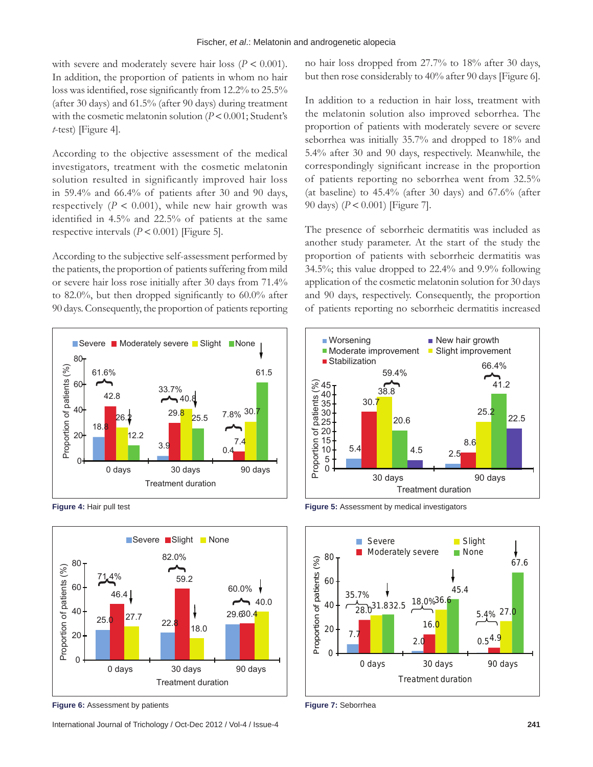with severe and moderately severe hair loss ($P < 0.001$). In addition, the proportion of patients in whom no hair loss was identified, rose significantly from 12.2% to 25.5% (after 30 days) and 61.5% (after 90 days) during treatment with the cosmetic melatonin solution ($P < 0.001$; Student's *t*-test) [Figure 4].

According to the objective assessment of the medical investigators, treatment with the cosmetic melatonin solution resulted in significantly improved hair loss in 59.4% and 66.4% of patients after 30 and 90 days, respectively ($P < 0.001$), while new hair growth was identified in 4.5% and 22.5% of patients at the same respective intervals ($P < 0.001$) [Figure 5].

According to the subjective self-assessment performed by the patients, the proportion of patients suffering from mild or severe hair loss rose initially after 30 days from 71.4% to 82.0%, but then dropped significantly to 60.0% after 90 days. Consequently, the proportion of patients reporting no hair loss dropped from 27.7% to 18% after 30 days, but then rose considerably to 40% after 90 days [Figure 6].

In addition to a reduction in hair loss, treatment with the melatonin solution also improved seborrhea. The proportion of patients with moderately severe or severe seborrhea was initially 35.7% and dropped to 18% and 5.4% after 30 and 90 days, respectively. Meanwhile, the correspondingly significant increase in the proportion of patients reporting no seborrhea went from 32.5% (at baseline) to 45.4% (after 30 days) and 67.6% (after 90 days) ($P < 0.001$) [Figure 7].

The presence of seborrheic dermatitis was included as another study parameter. At the start of the study the proportion of patients with seborrheic dermatitis was 34.5%; this value dropped to 22.4% and 9.9% following application of the cosmetic melatonin solution for 30 days and 90 days, respectively. Consequently, the proportion of patients reporting no seborrheic dermatitis increased

**Figure 4:** Hair pull test

**Figure 5:** Assessment by medical investigators

**Figure 6:** Assessment by patients

**Figure 7:** Seborrhea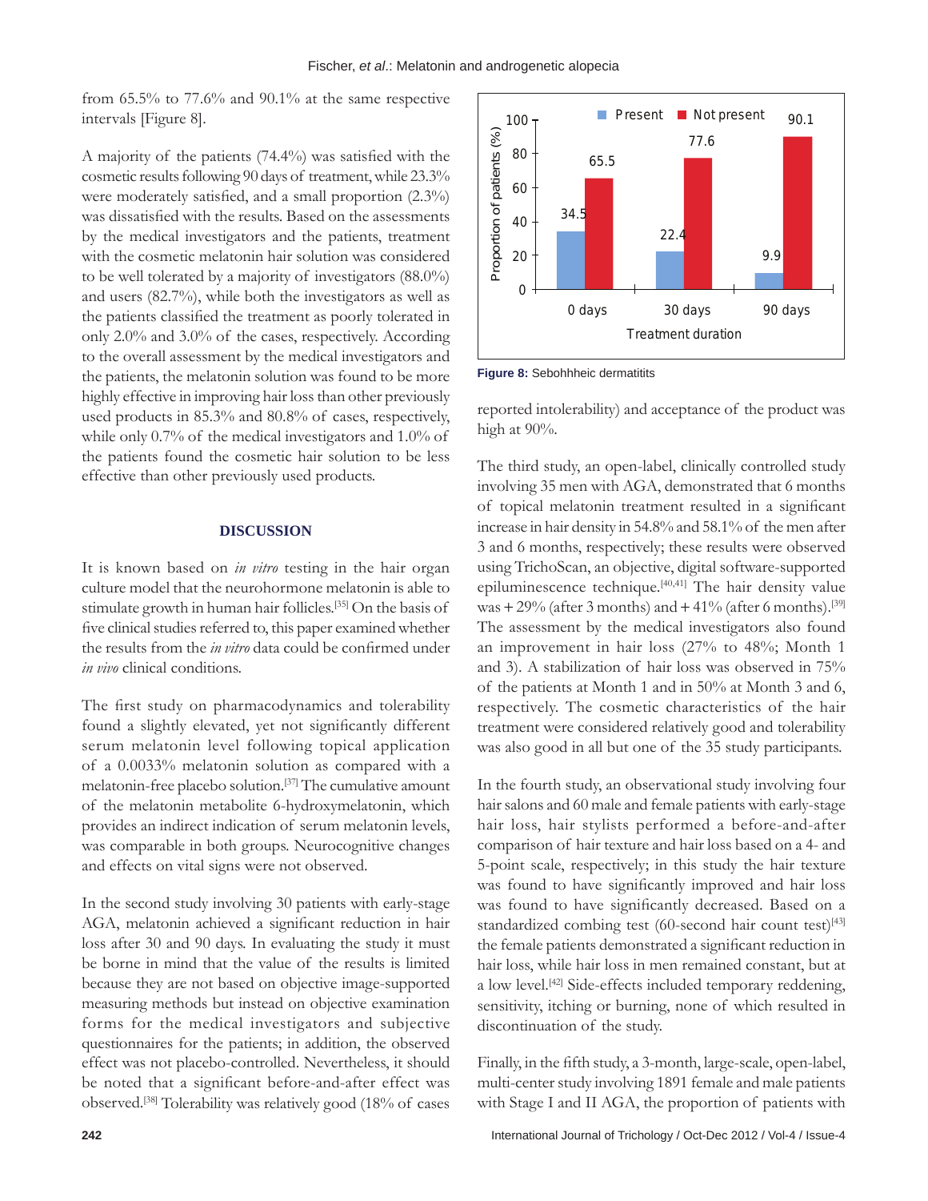from 65.5% to 77.6% and 90.1% at the same respective intervals [Figure 8].

A majority of the patients (74.4%) was satisfied with the cosmetic results following 90 days of treatment, while 23.3% were moderately satisfied, and a small proportion (2.3%) was dissatisfied with the results. Based on the assessments by the medical investigators and the patients, treatment with the cosmetic melatonin hair solution was considered to be well tolerated by a majority of investigators (88.0%) and users (82.7%), while both the investigators as well as the patients classified the treatment as poorly tolerated in only 2.0% and 3.0% of the cases, respectively. According to the overall assessment by the medical investigators and the patients, the melatonin solution was found to be more highly effective in improving hair loss than other previously used products in 85.3% and 80.8% of cases, respectively, while only 0.7% of the medical investigators and 1.0% of the patients found the cosmetic hair solution to be less effective than other previously used products.

| Treatment duration | Present (%) | Not present (%) |
|---|---|---|
| 0 days | 34.5 | 65.5 |
| 30 days | 22.4 | 77.6 |
| 90 days | 9.9 | 90.1 |

**Figure 8:** Sebohhheic dermatitits

## DISCUSSION

It is known based on *in vitro* testing in the hair organ culture model that the neurohormone melatonin is able to stimulate growth in human hair follicles.[35] On the basis of five clinical studies referred to, this paper examined whether the results from the *in vitro* data could be confirmed under *in vivo* clinical conditions.

The first study on pharmacodynamics and tolerability found a slightly elevated, yet not significantly different serum melatonin level following topical application of a 0.0033% melatonin solution as compared with a melatonin-free placebo solution.[37] The cumulative amount of the melatonin metabolite 6-hydroxymelatonin, which provides an indirect indication of serum melatonin levels, was comparable in both groups. Neurocognitive changes and effects on vital signs were not observed.

In the second study involving 30 patients with early-stage AGA, melatonin achieved a significant reduction in hair loss after 30 and 90 days. In evaluating the study it must be borne in mind that the value of the results is limited because they are not based on objective image-supported measuring methods but instead on objective examination forms for the medical investigators and subjective questionnaires for the patients; in addition, the observed effect was not placebo-controlled. Nevertheless, it should be noted that a significant before-and-after effect was observed.[38] Tolerability was relatively good (18% of cases reported intolerability) and acceptance of the product was high at 90%.

The third study, an open-label, clinically controlled study involving 35 men with AGA, demonstrated that 6 months of topical melatonin treatment resulted in a significant increase in hair density in 54.8% and 58.1% of the men after 3 and 6 months, respectively; these results were observed using TrichoScan, an objective, digital software-supported epiluminescence technique.[40,41] The hair density value was + 29% (after 3 months) and + 41% (after 6 months).[39] The assessment by the medical investigators also found an improvement in hair loss (27% to 48%; Month 1 and 3). A stabilization of hair loss was observed in 75% of the patients at Month 1 and in 50% at Month 3 and 6, respectively. The cosmetic characteristics of the hair treatment were considered relatively good and tolerability was also good in all but one of the 35 study participants.

In the fourth study, an observational study involving four hair salons and 60 male and female patients with early-stage hair loss, hair stylists performed a before-and-after comparison of hair texture and hair loss based on a 4- and 5-point scale, respectively; in this study the hair texture was found to have significantly improved and hair loss was found to have significantly decreased. Based on a standardized combing test (60-second hair count test)[43] the female patients demonstrated a significant reduction in hair loss, while hair loss in men remained constant, but at a low level.[42] Side-effects included temporary reddening, sensitivity, itching or burning, none of which resulted in discontinuation of the study.

Finally, in the fifth study, a 3-month, large-scale, open-label, multi-center study involving 1891 female and male patients with Stage I and II AGA, the proportion of patients with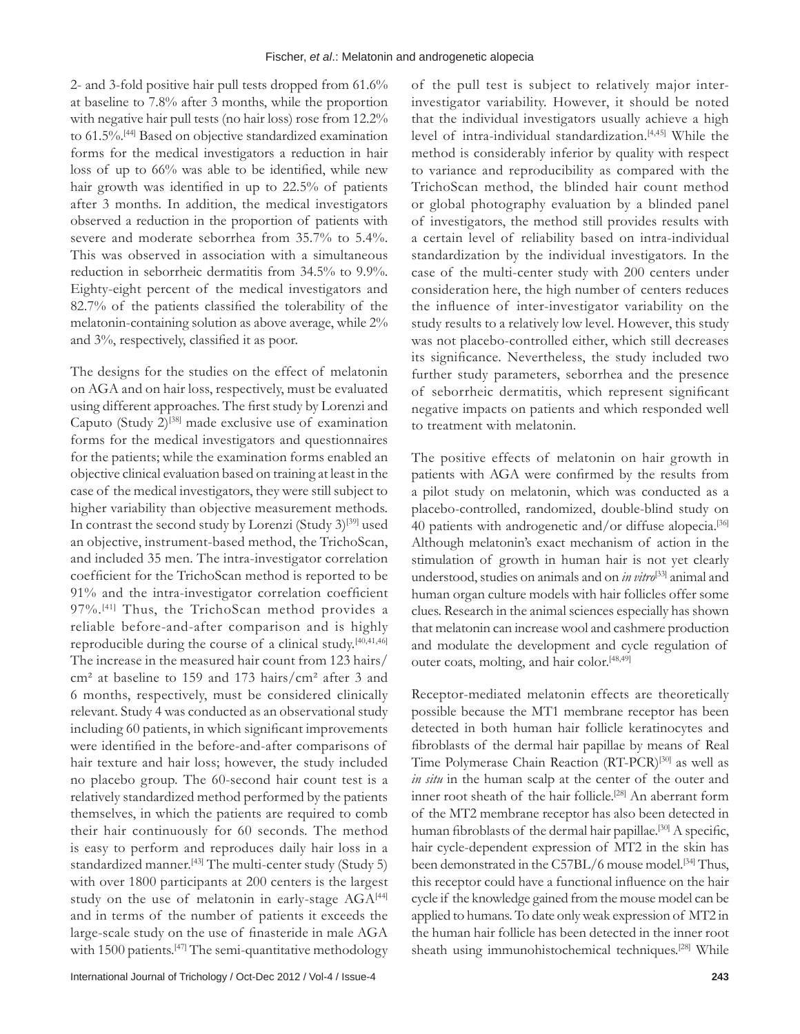2- and 3-fold positive hair pull tests dropped from 61.6% at baseline to 7.8% after 3 months, while the proportion with negative hair pull tests (no hair loss) rose from 12.2% to 61.5%.[44] Based on objective standardized examination forms for the medical investigators a reduction in hair loss of up to 66% was able to be identified, while new hair growth was identified in up to 22.5% of patients after 3 months. In addition, the medical investigators observed a reduction in the proportion of patients with severe and moderate seborrhea from 35.7% to 5.4%. This was observed in association with a simultaneous reduction in seborrheic dermatitis from 34.5% to 9.9%. Eighty-eight percent of the medical investigators and 82.7% of the patients classified the tolerability of the melatonin-containing solution as above average, while 2% and 3%, respectively, classified it as poor.

The designs for the studies on the effect of melatonin on AGA and on hair loss, respectively, must be evaluated using different approaches. The first study by Lorenzi and Caputo (Study 2)[38] made exclusive use of examination forms for the medical investigators and questionnaires for the patients; while the examination forms enabled an objective clinical evaluation based on training at least in the case of the medical investigators, they were still subject to higher variability than objective measurement methods. In contrast the second study by Lorenzi (Study 3)[39] used an objective, instrument-based method, the TrichoScan, and included 35 men. The intra-investigator correlation coefficient for the TrichoScan method is reported to be 91% and the intra-investigator correlation coefficient 97%.[41] Thus, the TrichoScan method provides a reliable before-and-after comparison and is highly reproducible during the course of a clinical study.[40,41,46] The increase in the measured hair count from 123 hairs/cm² at baseline to 159 and 173 hairs/cm² after 3 and 6 months, respectively, must be considered clinically relevant. Study 4 was conducted as an observational study including 60 patients, in which significant improvements were identified in the before-and-after comparisons of hair texture and hair loss; however, the study included no placebo group. The 60-second hair count test is a relatively standardized method performed by the patients themselves, in which the patients are required to comb their hair continuously for 60 seconds. The method is easy to perform and reproduces daily hair loss in a standardized manner.[43] The multi-center study (Study 5) with over 1800 participants at 200 centers is the largest study on the use of melatonin in early-stage AGA[44] and in terms of the number of patients it exceeds the large-scale study on the use of finasteride in male AGA with 1500 patients.[47] The semi-quantitative methodology of the pull test is subject to relatively major inter-investigator variability. However, it should be noted that the individual investigators usually achieve a high level of intra-individual standardization.[4,45] While the method is considerably inferior by quality with respect to variance and reproducibility as compared with the TrichoScan method, the blinded hair count method or global photography evaluation by a blinded panel of investigators, the method still provides results with a certain level of reliability based on intra-individual standardization by the individual investigators. In the case of the multi-center study with 200 centers under consideration here, the high number of centers reduces the influence of inter-investigator variability on the study results to a relatively low level. However, this study was not placebo-controlled either, which still decreases its significance. Nevertheless, the study included two further study parameters, seborrhea and the presence of seborrheic dermatitis, which represent significant negative impacts on patients and which responded well to treatment with melatonin.

The positive effects of melatonin on hair growth in patients with AGA were confirmed by the results from a pilot study on melatonin, which was conducted as a placebo-controlled, randomized, double-blind study on 40 patients with androgenetic and/or diffuse alopecia.[36] Although melatonin's exact mechanism of action in the stimulation of growth in human hair is not yet clearly understood, studies on animals and on *in vitro*[33] animal and human organ culture models with hair follicles offer some clues. Research in the animal sciences especially has shown that melatonin can increase wool and cashmere production and modulate the development and cycle regulation of outer coats, molting, and hair color.[48,49]

Receptor-mediated melatonin effects are theoretically possible because the MT1 membrane receptor has been detected in both human hair follicle keratinocytes and fibroblasts of the dermal hair papillae by means of Real Time Polymerase Chain Reaction (RT-PCR)[30] as well as *in situ* in the human scalp at the center of the outer and inner root sheath of the hair follicle.[28] An aberrant form of the MT2 membrane receptor has also been detected in human fibroblasts of the dermal hair papillae.[30] A specific, hair cycle-dependent expression of MT2 in the skin has been demonstrated in the C57BL/6 mouse model.[34] Thus, this receptor could have a functional influence on the hair cycle if the knowledge gained from the mouse model can be applied to humans. To date only weak expression of MT2 in the human hair follicle has been detected in the inner root sheath using immunohistochemical techniques.[28] While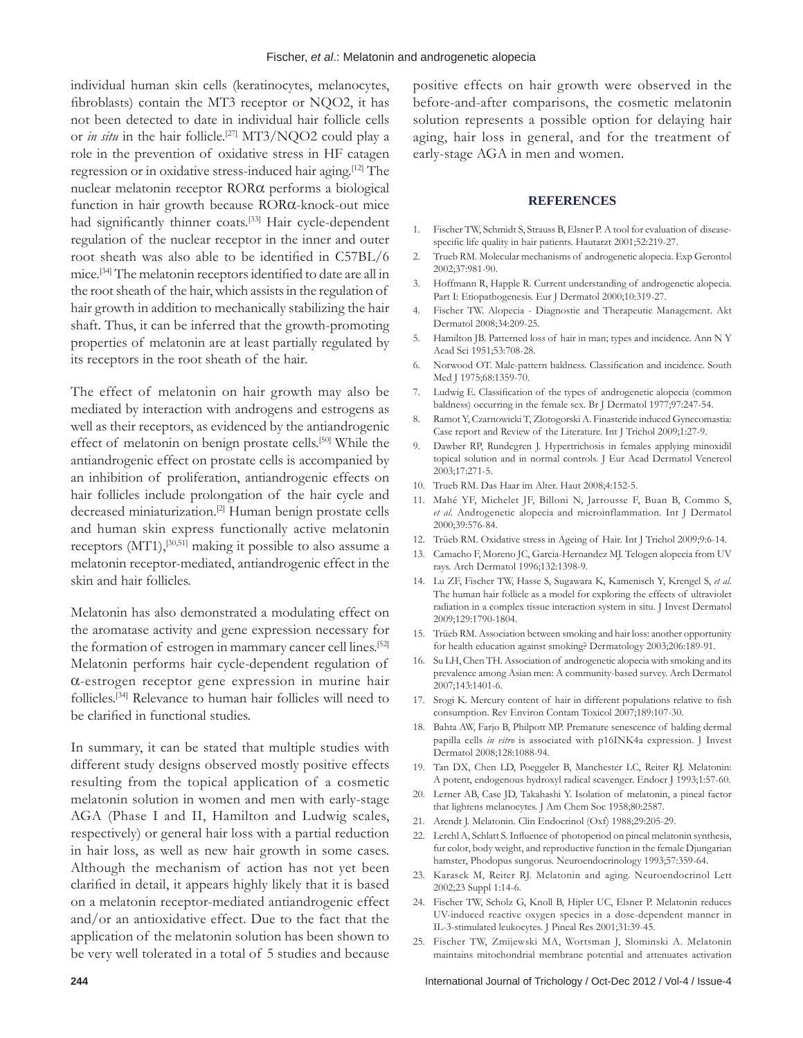individual human skin cells (keratinocytes, melanocytes, fibroblasts) contain the MT3 receptor or NQO2, it has not been detected to date in individual hair follicle cells or *in situ* in the hair follicle.[27] MT3/NQO2 could play a role in the prevention of oxidative stress in HF catagen regression or in oxidative stress-induced hair aging.[12] The nuclear melatonin receptor RORα performs a biological function in hair growth because RORα-knock-out mice had significantly thinner coats.[33] Hair cycle-dependent regulation of the nuclear receptor in the inner and outer root sheath was also able to be identified in C57BL/6 mice.[34] The melatonin receptors identified to date are all in the root sheath of the hair, which assists in the regulation of hair growth in addition to mechanically stabilizing the hair shaft. Thus, it can be inferred that the growth-promoting properties of melatonin are at least partially regulated by its receptors in the root sheath of the hair.

The effect of melatonin on hair growth may also be mediated by interaction with androgens and estrogens as well as their receptors, as evidenced by the antiandrogenic effect of melatonin on benign prostate cells.[50] While the antiandrogenic effect on prostate cells is accompanied by an inhibition of proliferation, antiandrogenic effects on hair follicles include prolongation of the hair cycle and decreased miniaturization.[2] Human benign prostate cells and human skin express functionally active melatonin receptors (MT1),[30,51] making it possible to also assume a melatonin receptor-mediated, antiandrogenic effect in the skin and hair follicles.

Melatonin has also demonstrated a modulating effect on the aromatase activity and gene expression necessary for the formation of estrogen in mammary cancer cell lines.[52] Melatonin performs hair cycle-dependent regulation of α-estrogen receptor gene expression in murine hair follicles.[34] Relevance to human hair follicles will need to be clarified in functional studies.

In summary, it can be stated that multiple studies with different study designs observed mostly positive effects resulting from the topical application of a cosmetic melatonin solution in women and men with early-stage AGA (Phase I and II, Hamilton and Ludwig scales, respectively) or general hair loss with a partial reduction in hair loss, as well as new hair growth in some cases. Although the mechanism of action has not yet been clarified in detail, it appears highly likely that it is based on a melatonin receptor-mediated antiandrogenic effect and/or an antioxidative effect. Due to the fact that the application of the melatonin solution has been shown to be very well tolerated in a total of 5 studies and because positive effects on hair growth were observed in the before-and-after comparisons, the cosmetic melatonin solution represents a possible option for delaying hair aging, hair loss in general, and for the treatment of early-stage AGA in men and women.

## REFERENCES

1. Fischer TW, Schmidt S, Strauss B, Elsner P. A tool for evaluation of disease-specific life quality in hair patients. Hautarzt 2001;52:219-27.
2. Trueb RM. Molecular mechanisms of androgenetic alopecia. Exp Gerontol 2002;37:981-90.
3. Hoffmann R, Happle R. Current understanding of androgenetic alopecia. Part I: Etiopathogenesis. Eur J Dermatol 2000;10:319-27.
4. Fischer TW. Alopecia - Diagnostic and Therapeutic Management. Akt Dermatol 2008;34:209-25.
5. Hamilton JB. Patterned loss of hair in man; types and incidence. Ann N Y Acad Sci 1951;53:708-28.
6. Norwood OT. Male-pattern baldness. Classification and incidence. South Med J 1975;68:1359-70.
7. Ludwig E. Classification of the types of androgenetic alopecia (common baldness) occurring in the female sex. Br J Dermatol 1977;97:247-54.
8. Ramot Y, Czarnowicki T, Zlotogorski A. Finasteride induced Gynecomastia: Case report and Review of the Literature. Int J Trichol 2009;1:27-9.
9. Dawber RP, Rundegren J. Hypertrichosis in females applying minoxidil topical solution and in normal controls. J Eur Acad Dermatol Venereol 2003;17:271-5.
10. Trueb RM. Das Haar im Alter. Haut 2008;4:152-5.
11. Mahé YF, Michelet JF, Billoni N, Jarrousse F, Buan B, Commo S, *et al*. Androgenetic alopecia and microinflammation. Int J Dermatol 2000;39:576-84.
12. Trüeb RM. Oxidative stress in Ageing of Hair. Int J Trichol 2009;9:6-14.
13. Camacho F, Moreno JC, Garcia-Hernandez MJ. Telogen alopecia from UV rays. Arch Dermatol 1996;132:1398-9.
14. Lu ZF, Fischer TW, Hasse S, Sugawara K, Kamenisch Y, Krengel S, *et al*. The human hair follicle as a model for exploring the effects of ultraviolet radiation in a complex tissue interaction system in situ. J Invest Dermatol 2009;129:1790-1804.
15. Trüeb RM. Association between smoking and hair loss: another opportunity for health education against smoking? Dermatology 2003;206:189-91.
16. Su LH, Chen TH. Association of androgenetic alopecia with smoking and its prevalence among Asian men: A community-based survey. Arch Dermatol 2007;143:1401-6.
17. Srogi K. Mercury content of hair in different populations relative to fish consumption. Rev Environ Contam Toxicol 2007;189:107-30.
18. Bahta AW, Farjo B, Philpott MP. Premature senescence of balding dermal papilla cells *in vitro* is associated with p16INK4a expression. J Invest Dermatol 2008;128:1088-94.
19. Tan DX, Chen LD, Poeggeler B, Manchester LC, Reiter RJ. Melatonin: A potent, endogenous hydroxyl radical scavenger. Endocr J 1993;1:57-60.
20. Lerner AB, Case JD, Takahashi Y. Isolation of melatonin, a pineal factor that lightens melanocytes. J Am Chem Soc 1958;80:2587.
21. Arendt J. Melatonin. Clin Endocrinol (Oxf) 1988;29:205-29.
22. Lerchl A, Schlatt S. Influence of photoperiod on pineal melatonin synthesis, fur color, body weight, and reproductive function in the female Djungarian hamster, Phodopus sungorus. Neuroendocrinology 1993;57:359-64.
23. Karasek M, Reiter RJ. Melatonin and aging. Neuroendocrinol Lett 2002;23 Suppl 1:14-6.
24. Fischer TW, Scholz G, Knoll B, Hipler UC, Elsner P. Melatonin reduces UV-induced reactive oxygen species in a dose-dependent manner in IL-3-stimulated leukocytes. J Pineal Res 2001;31:39-45.
25. Fischer TW, Zmijewski MA, Wortsman J, Slominski A. Melatonin maintains mitochondrial membrane potential and attenuates activation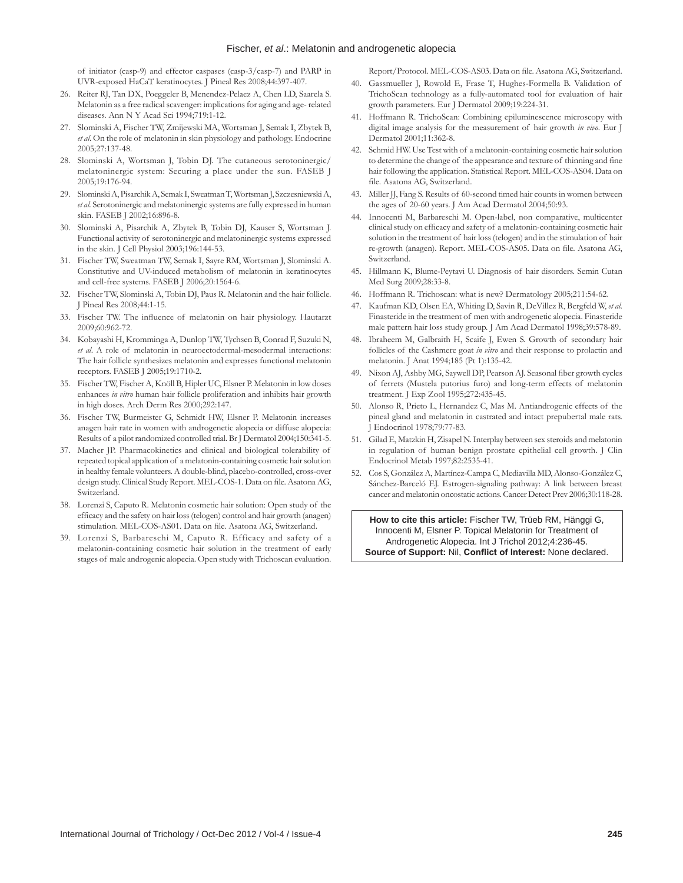of initiator (casp-9) and effector caspases (casp-3/casp-7) and PARP in UVR-exposed HaCaT keratinocytes. J Pineal Res 2008;44:397-407.

26. Reiter RJ, Tan DX, Poeggeler B, Menendez-Pelaez A, Chen LD, Saarela S. Melatonin as a free radical scavenger: implications for aging and age- related diseases. Ann N Y Acad Sci 1994;719:1-12.
27. Slominski A, Fischer TW, Zmijewski MA, Wortsman J, Semak I, Zbytek B, *et al*. On the role of melatonin in skin physiology and pathology. Endocrine 2005;27:137-48.
28. Slominski A, Wortsman J, Tobin DJ. The cutaneous serotoninergic/melatoninergic system: Securing a place under the sun. FASEB J 2005;19:176-94.
29. Slominski A, Pisarchik A, Semak I, Sweatman T, Wortsman J, Szczesniewski A, *et al*. Serotoninergic and melatoninergic systems are fully expressed in human skin. FASEB J 2002;16:896-8.
30. Slominski A, Pisarchik A, Zbytek B, Tobin DJ, Kauser S, Wortsman J. Functional activity of serotoninergic and melatoninergic systems expressed in the skin. J Cell Physiol 2003;196:144-53.
31. Fischer TW, Sweatman TW, Semak I, Sayre RM, Wortsman J, Slominski A. Constitutive and UV-induced metabolism of melatonin in keratinocytes and cell-free systems. FASEB J 2006;20:1564-6.
32. Fischer TW, Slominski A, Tobin DJ, Paus R. Melatonin and the hair follicle. J Pineal Res 2008;44:1-15.
33. Fischer TW. The influence of melatonin on hair physiology. Hautarzt 2009;60:962-72.
34. Kobayashi H, Kromminga A, Dunlop TW, Tychsen B, Conrad F, Suzuki N, *et al*. A role of melatonin in neuroectodermal-mesodermal interactions: The hair follicle synthesizes melatonin and expresses functional melatonin receptors. FASEB J 2005;19:1710-2.
35. Fischer TW, Fischer A, Knöll B, Hipler UC, Elsner P. Melatonin in low doses enhances *in vitro* human hair follicle proliferation and inhibits hair growth in high doses. Arch Derm Res 2000;292:147.
36. Fischer TW, Burmeister G, Schmidt HW, Elsner P. Melatonin increases anagen hair rate in women with androgenetic alopecia or diffuse alopecia: Results of a pilot randomized controlled trial. Br J Dermatol 2004;150:341-5.
37. Macher JP. Pharmacokinetics and clinical and biological tolerability of repeated topical application of a melatonin-containing cosmetic hair solution in healthy female volunteers. A double-blind, placebo-controlled, cross-over design study. Clinical Study Report. MEL-COS-1. Data on file. Asatona AG, Switzerland.
38. Lorenzi S, Caputo R. Melatonin cosmetic hair solution: Open study of the efficacy and the safety on hair loss (telogen) control and hair growth (anagen) stimulation. MEL-COS-AS01. Data on file. Asatona AG, Switzerland.
39. Lorenzi S, Barbareschi M, Caputo R. Efficacy and safety of a melatonin-containing cosmetic hair solution in the treatment of early stages of male androgenic alopecia. Open study with Trichoscan evaluation. Report/Protocol. MEL-COS-AS03. Data on file. Asatona AG, Switzerland.
40. Gassmueller J, Rowold E, Frase T, Hughes-Formella B. Validation of TrichoScan technology as a fully-automated tool for evaluation of hair growth parameters. Eur J Dermatol 2009;19:224-31.
41. Hoffmann R. TrichoScan: Combining epiluminescence microscopy with digital image analysis for the measurement of hair growth *in vivo*. Eur J Dermatol 2001;11:362-8.
42. Schmid HW. Use Test with of a melatonin-containing cosmetic hair solution to determine the change of the appearance and texture of thinning and fine hair following the application. Statistical Report. MEL-COS-AS04. Data on file. Asatona AG, Switzerland.
43. Miller JJ, Fang S. Results of 60-second timed hair counts in women between the ages of 20-60 years. J Am Acad Dermatol 2004;50:93.
44. Innocenti M, Barbareschi M. Open-label, non comparative, multicenter clinical study on efficacy and safety of a melatonin-containing cosmetic hair solution in the treatment of hair loss (telogen) and in the stimulation of hair re-growth (anagen). Report. MEL-COS-AS05. Data on file. Asatona AG, Switzerland.
45. Hillmann K, Blume-Peytavi U. Diagnosis of hair disorders. Semin Cutan Med Surg 2009;28:33-8.
46. Hoffmann R. Trichoscan: what is new? Dermatology 2005;211:54-62.
47. Kaufman KD, Olsen EA, Whiting D, Savin R, DeVillez R, Bergfeld W, *et al*. Finasteride in the treatment of men with androgenetic alopecia. Finasteride male pattern hair loss study group. J Am Acad Dermatol 1998;39:578-89.
48. Ibraheem M, Galbraith H, Scaife J, Ewen S. Growth of secondary hair follicles of the Cashmere goat *in vitro* and their response to prolactin and melatonin. J Anat 1994;185 (Pt 1):135-42.
49. Nixon AJ, Ashby MG, Saywell DP, Pearson AJ. Seasonal fiber growth cycles of ferrets (Mustela putorius furo) and long-term effects of melatonin treatment. J Exp Zool 1995;272:435-45.
50. Alonso R, Prieto L, Hernandez C, Mas M. Antiandrogenic effects of the pineal gland and melatonin in castrated and intact prepubertal male rats. J Endocrinol 1978;79:77-83.
51. Gilad E, Matzkin H, Zisapel N. Interplay between sex steroids and melatonin in regulation of human benign prostate epithelial cell growth. J Clin Endocrinol Metab 1997;82:2535-41.
52. Cos S, González A, Martínez-Campa C, Mediavilla MD, Alonso-González C, Sánchez-Barceló EJ. Estrogen-signaling pathway: A link between breast cancer and melatonin oncostatic actions. Cancer Detect Prev 2006;30:118-28.

**How to cite this article:** Fischer TW, Trüeb RM, Hänggi G, Innocenti M, Elsner P. Topical Melatonin for Treatment of Androgenetic Alopecia. Int J Trichol 2012;4:236-45.
**Source of Support:** Nil, **Conflict of Interest:** None declared.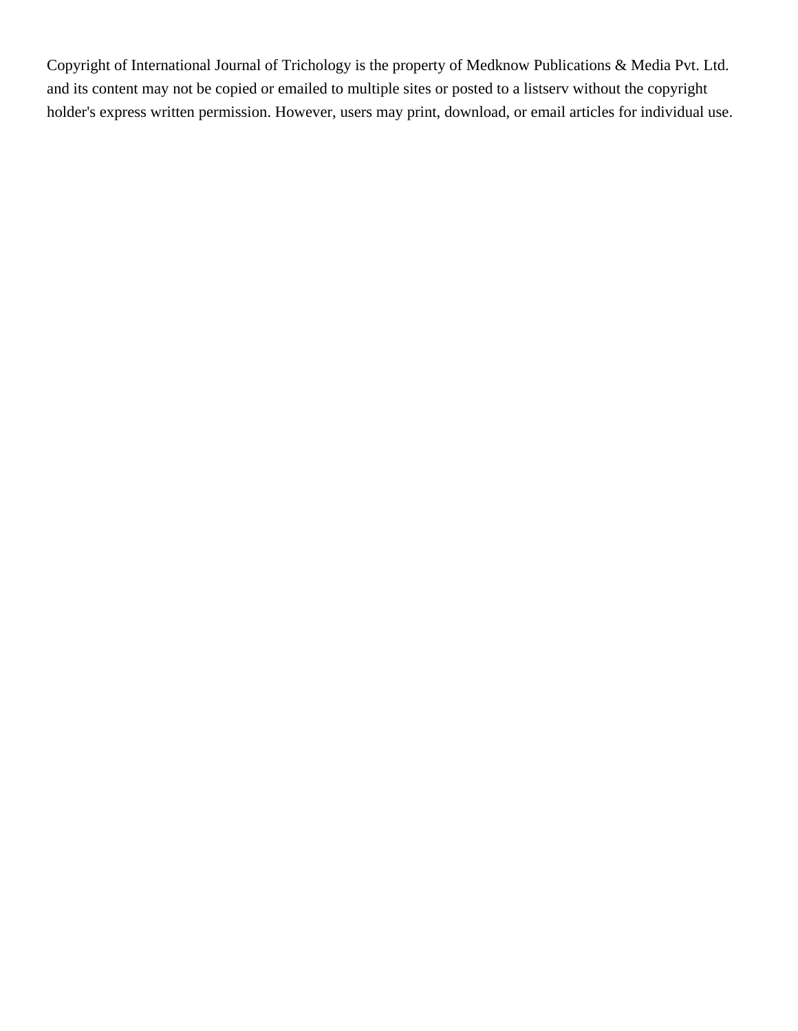Copyright of International Journal of Trichology is the property of Medknow Publications & Media Pvt. Ltd. and its content may not be copied or emailed to multiple sites or posted to a listserv without the copyright holder's express written permission. However, users may print, download, or email articles for individual use.